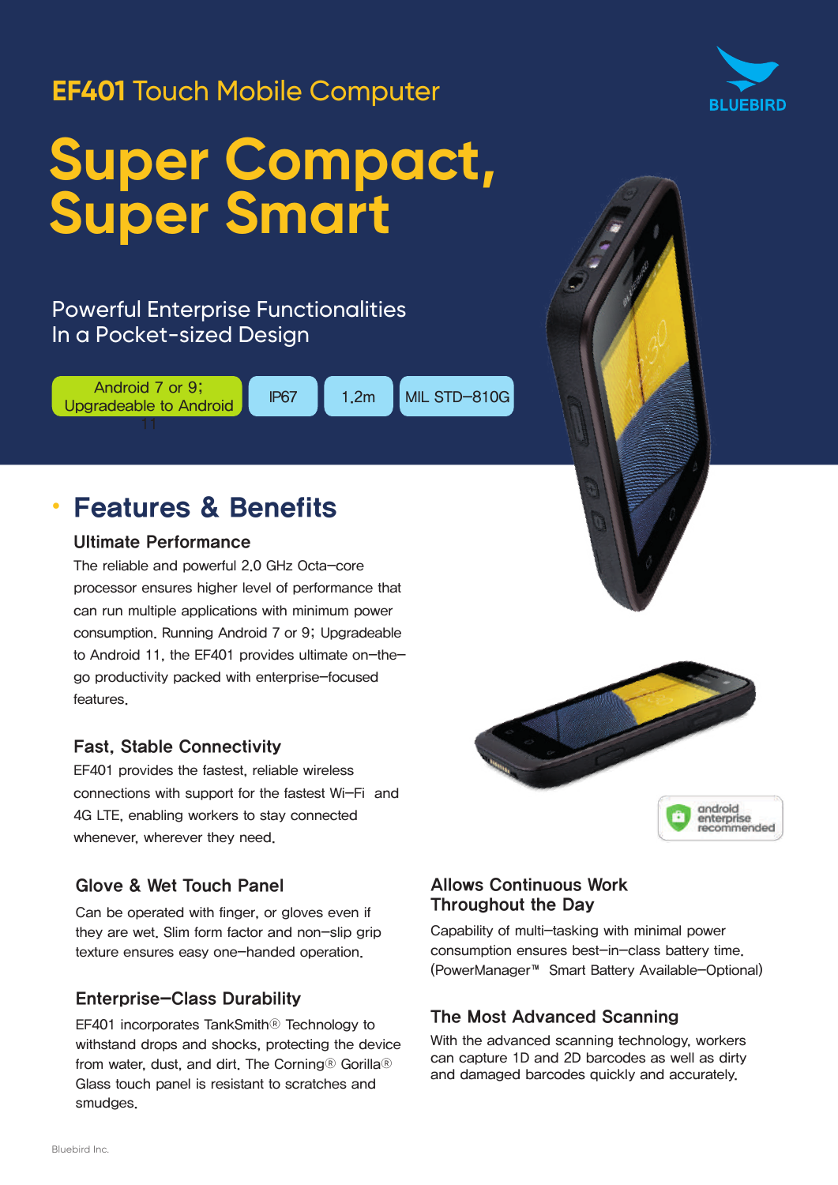BLUEBIRD

# EF401 Touch Mobile Computer

# Super Compact, Super Smart

Powerful Enterprise Functionalities
In a Pocket-sized Design

Android 7 or 9; Upgradeable to Android 11 | IP67 | 1.2m | MIL STD-810G

## Features & Benefits

### Ultimate Performance

The reliable and powerful 2.0 GHz Octa-core processor ensures higher level of performance that can run multiple applications with minimum power consumption. Running Android 7 or 9; Upgradeable to Android 11, the EF401 provides ultimate on-the-go productivity packed with enterprise-focused features.

### Fast, Stable Connectivity

EF401 provides the fastest, reliable wireless connections with support for the fastest Wi-Fi and 4G LTE, enabling workers to stay connected whenever, wherever they need.

android enterprise recommended

### Glove & Wet Touch Panel

Can be operated with finger, or gloves even if they are wet. Slim form factor and non-slip grip texture ensures easy one-handed operation.

### Enterprise-Class Durability

EF401 incorporates TankSmith® Technology to withstand drops and shocks, protecting the device from water, dust, and dirt. The Corning® Gorilla® Glass touch panel is resistant to scratches and smudges.

### Allows Continuous Work Throughout the Day

Capability of multi-tasking with minimal power consumption ensures best-in-class battery time. (PowerManager™ Smart Battery Available-Optional)

### The Most Advanced Scanning

With the advanced scanning technology, workers can capture 1D and 2D barcodes as well as dirty and damaged barcodes quickly and accurately.

Bluebird Inc.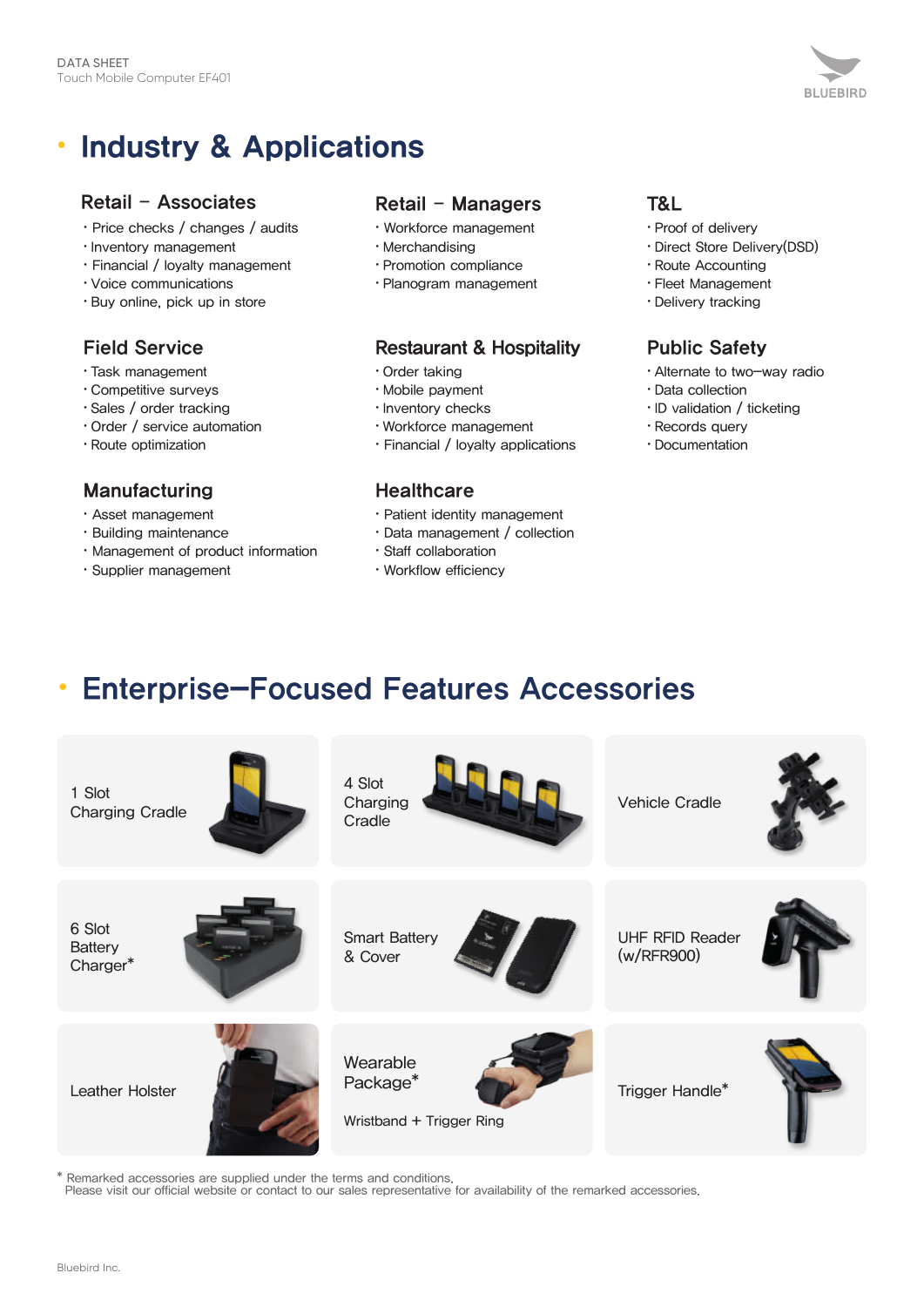# Industry & Applications

### Retail – Associates

- Price checks / changes / audits
- Inventory management
- Financial / loyalty management
- Voice communications
- Buy online, pick up in store

### Retail – Managers

- Workforce management
- Merchandising
- Promotion compliance
- Planogram management

### T&L

- Proof of delivery
- Direct Store Delivery(DSD)
- Route Accounting
- Fleet Management
- Delivery tracking

### Field Service

- Task management
- Competitive surveys
- Sales / order tracking
- Order / service automation
- Route optimization

### Restaurant & Hospitality

- Order taking
- Mobile payment
- Inventory checks
- Workforce management
- Financial / loyalty applications

### Public Safety

- Alternate to two-way radio
- Data collection
- ID validation / ticketing
- Records query
- Documentation

### Manufacturing

- Asset management
- Building maintenance
- Management of product information
- Supplier management

### Healthcare

- Patient identity management
- Data management / collection
- Staff collaboration
- Workflow efficiency

# Enterprise-Focused Features Accessories

- 1 Slot Charging Cradle
- 4 Slot Charging Cradle
- Vehicle Cradle
- 6 Slot Battery Charger*
- Smart Battery & Cover
- UHF RFID Reader (w/RFR900)
- Leather Holster
- Wearable Package* — Wristband + Trigger Ring
- Trigger Handle*

\* Remarked accessories are supplied under the terms and conditions.
Please visit our official website or contact to our sales representative for availability of the remarked accessories.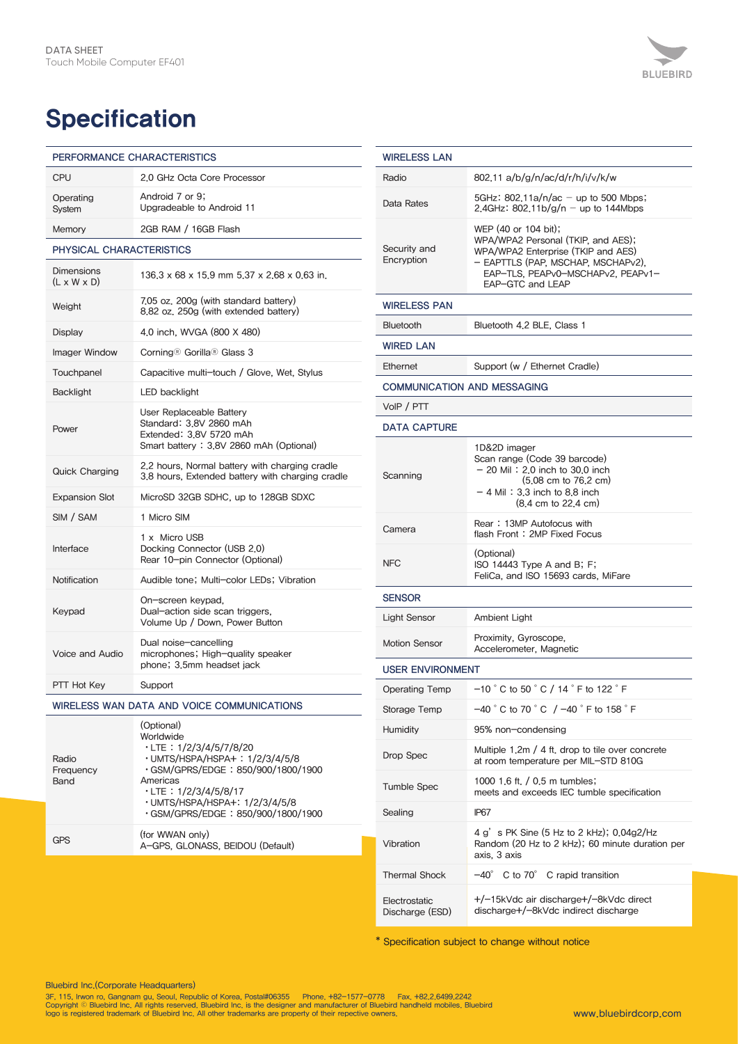# Specification

| PERFORMANCE CHARACTERISTICS | |
|---|---|
| CPU | 2.0 GHz Octa Core Processor |
| Operating System | Android 7 or 9; Upgradeable to Android 11 |
| Memory | 2GB RAM / 16GB Flash |

| PHYSICAL CHARACTERISTICS | |
|---|---|
| Dimensions (L x W x D) | 136.3 x 68 x 15.9 mm 5.37 x 2.68 x 0.63 in. |
| Weight | 7.05 oz. 200g (with standard battery)<br>8.82 oz. 250g (with extended battery) |
| Display | 4.0 inch, WVGA (800 X 480) |
| Imager Window | Corning® Gorilla® Glass 3 |
| Touchpanel | Capacitive multi-touch / Glove, Wet, Stylus |
| Backlight | LED backlight |
| Power | User Replaceable Battery<br>Standard: 3.8V 2860 mAh<br>Extended: 3.8V 5720 mAh<br>Smart battery : 3.8V 2860 mAh (Optional) |
| Quick Charging | 2.2 hours, Normal battery with charging cradle<br>3.8 hours, Extended battery with charging cradle |
| Expansion Slot | MicroSD 32GB SDHC, up to 128GB SDXC |
| SIM / SAM | 1 Micro SIM |
| Interface | 1 x Micro USB<br>Docking Connector (USB 2.0)<br>Rear 10-pin Connector (Optional) |
| Notification | Audible tone; Multi-color LEDs; Vibration |
| Keypad | On-screen keypad,<br>Dual-action side scan triggers,<br>Volume Up / Down, Power Button |
| Voice and Audio | Dual noise-cancelling microphones; High-quality speaker phone; 3.5mm headset jack |
| PTT Hot Key | Support |

| WIRELESS WAN DATA AND VOICE COMMUNICATIONS | |
|---|---|
| Radio Frequency Band | (Optional)<br>Worldwide<br>· LTE : 1/2/3/4/5/7/8/20<br>· UMTS/HSPA/HSPA+ : 1/2/3/4/5/8<br>· GSM/GPRS/EDGE : 850/900/1800/1900<br>Americas<br>· LTE : 1/2/3/4/5/8/17<br>· UMTS/HSPA/HSPA+: 1/2/3/4/5/8<br>· GSM/GPRS/EDGE : 850/900/1800/1900 |
| GPS | (for WWAN only)<br>A-GPS, GLONASS, BEIDOU (Default) |

| WIRELESS LAN | |
|---|---|
| Radio | 802.11 a/b/g/n/ac/d/r/h/i/v/k/w |
| Data Rates | 5GHz: 802.11a/n/ac – up to 500 Mbps;<br>2.4GHz: 802.11b/g/n – up to 144Mbps |
| Security and Encryption | WEP (40 or 104 bit);<br>WPA/WPA2 Personal (TKIP, and AES);<br>WPA/WPA2 Enterprise (TKIP and AES)<br>- EAPTTLS (PAP, MSCHAP, MSCHAPv2), EAP-TLS, PEAPv0-MSCHAPv2, PEAPv1-EAP-GTC and LEAP |

| WIRELESS PAN | |
|---|---|
| Bluetooth | Bluetooth 4.2 BLE, Class 1 |

| WIRED LAN | |
|---|---|
| Ethernet | Support (w / Ethernet Cradle) |

| COMMUNICATION AND MESSAGING | |
|---|---|
| VoIP / PTT | |

| DATA CAPTURE | |
|---|---|
| Scanning | 1D&2D imager<br>Scan range (Code 39 barcode)<br>- 20 Mil : 2.0 inch to 30.0 inch (5.08 cm to 76.2 cm)<br>- 4 Mil : 3.3 inch to 8.8 inch (8.4 cm to 22.4 cm) |
| Camera | Rear : 13MP Autofocus with flash Front : 2MP Fixed Focus |
| NFC | (Optional)<br>ISO 14443 Type A and B; F;<br>FeliCa, and ISO 15693 cards, MiFare |

| SENSOR | |
|---|---|
| Light Sensor | Ambient Light |
| Motion Sensor | Proximity, Gyroscope, Accelerometer, Magnetic |

| USER ENVIRONMENT | |
|---|---|
| Operating Temp | -10 ° C to 50 ° C / 14 ° F to 122 ° F |
| Storage Temp | -40 ° C to 70 ° C / -40 ° F to 158 ° F |
| Humidity | 95% non-condensing |
| Drop Spec | Multiple 1.2m / 4 ft. drop to tile over concrete at room temperature per MIL-STD 810G |
| Tumble Spec | 1000 1.6 ft. / 0.5 m tumbles;<br>meets and exceeds IEC tumble specification |
| Sealing | IP67 |
| Vibration | 4 g' s PK Sine (5 Hz to 2 kHz); 0.04g2/Hz Random (20 Hz to 2 kHz); 60 minute duration per axis, 3 axis |
| Thermal Shock | -40° C to 70° C rapid transition |
| Electrostatic Discharge (ESD) | +/-15kVdc air discharge+/-8kVdc direct discharge+/-8kVdc indirect discharge |

* Specification subject to change without notice

Bluebird Inc.(Corporate Headquarters)
3F, 115, Irwon ro, Gangnam gu, Seoul, Republic of Korea, Postal#06355 Phone. +82-1577-0778 Fax. +82.2.6499.2242
Copyright © Bluebird Inc. All rights reserved. Bluebird Inc. is the designer and manufacturer of Bluebird handheld mobiles. Bluebird logo is registered trademark of Bluebird Inc. All other trademarks are property of their repective owners.

www.bluebirdcorp.com